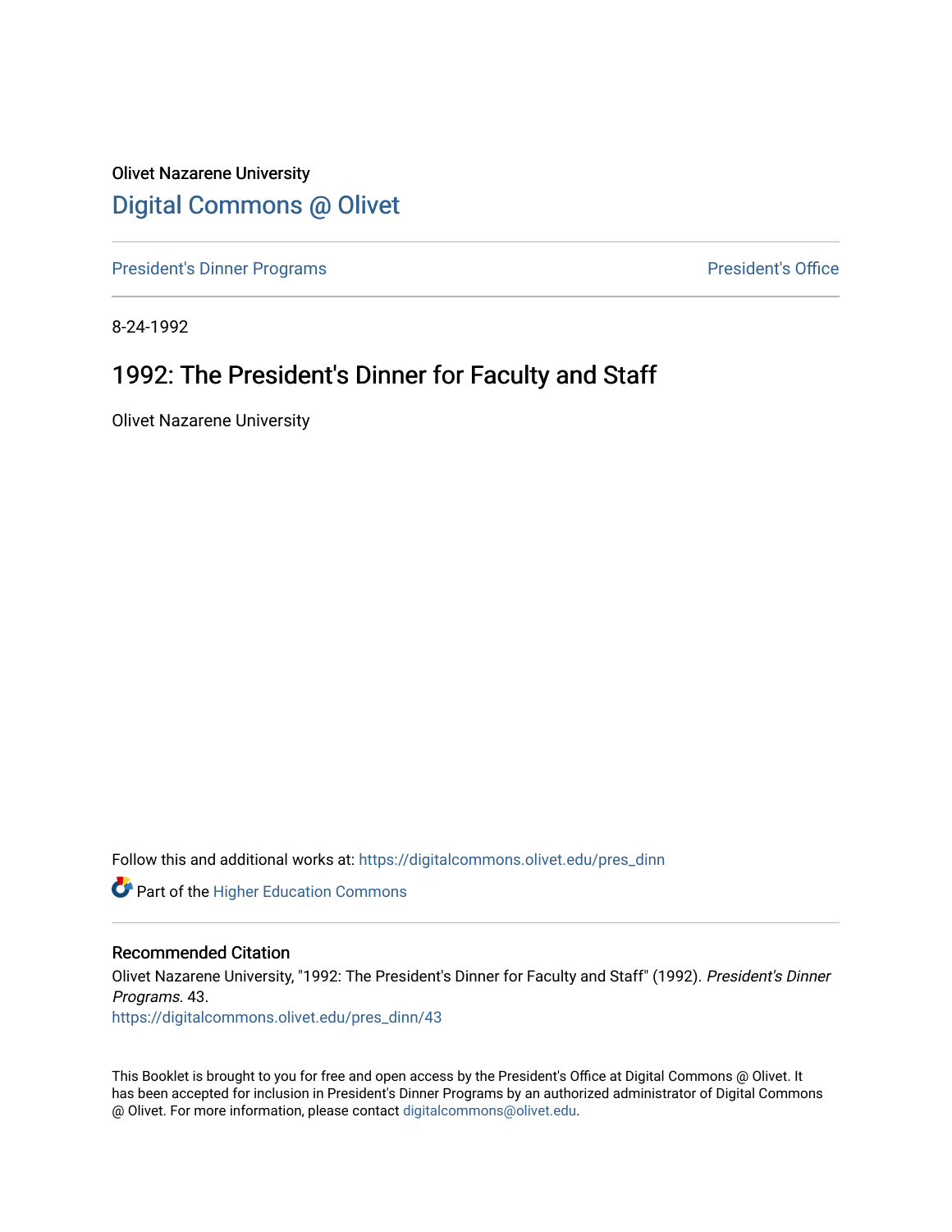Olivet Nazarene University

# Digital Commons @ Olivet

President's Dinner Programs | President's Office

8-24-1992

## 1992: The President's Dinner for Faculty and Staff

Olivet Nazarene University

Follow this and additional works at: https://digitalcommons.olivet.edu/pres_dinn

Part of the Higher Education Commons

### Recommended Citation

Olivet Nazarene University, "1992: The President's Dinner for Faculty and Staff" (1992). *President's Dinner Programs*. 43.
https://digitalcommons.olivet.edu/pres_dinn/43

This Booklet is brought to you for free and open access by the President's Office at Digital Commons @ Olivet. It has been accepted for inclusion in President's Dinner Programs by an authorized administrator of Digital Commons @ Olivet. For more information, please contact digitalcommons@olivet.edu.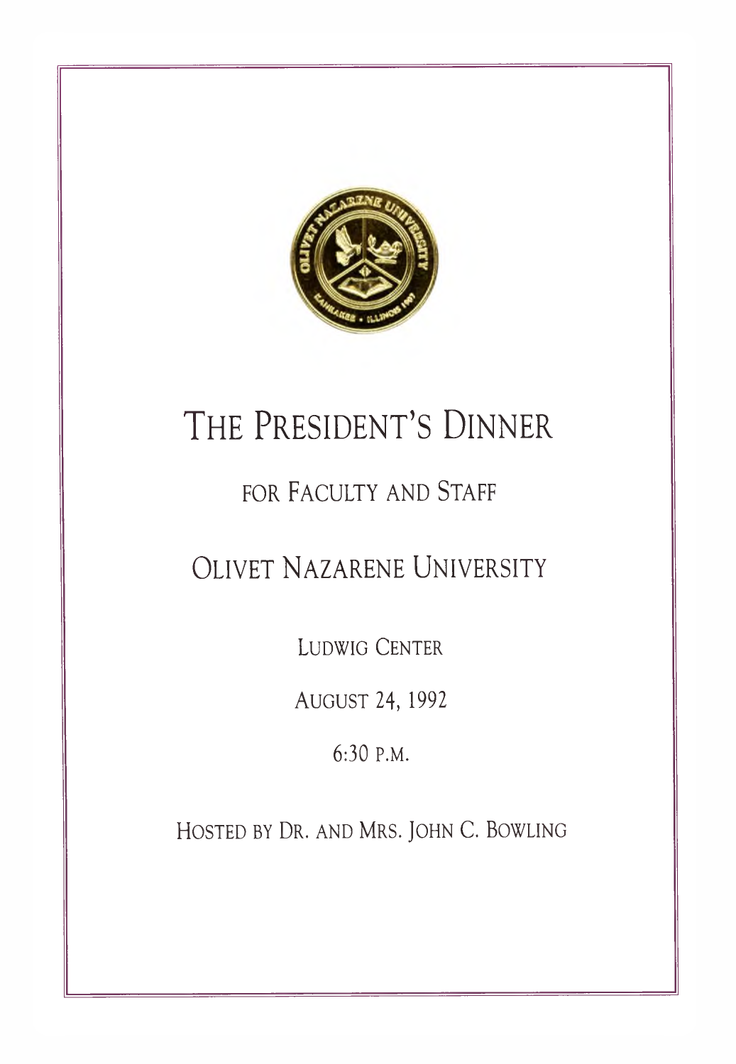# THE PRESIDENT'S DINNER

## FOR FACULTY AND STAFF

## OLIVET NAZARENE UNIVERSITY

LUDWIG CENTER

AUGUST 24, 1992

6:30 P.M.

HOSTED BY DR. AND MRS. JOHN C. BOWLING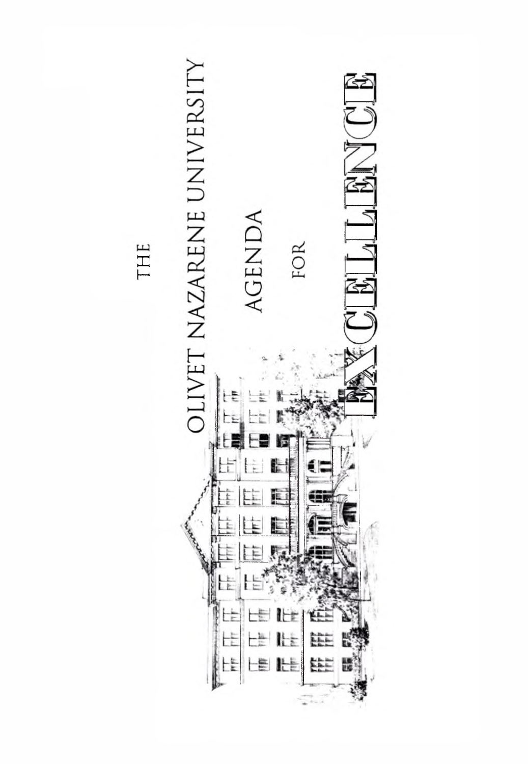# THE OLIVET NAZARENE UNIVERSITY AGENDA FOR EXCELLENCE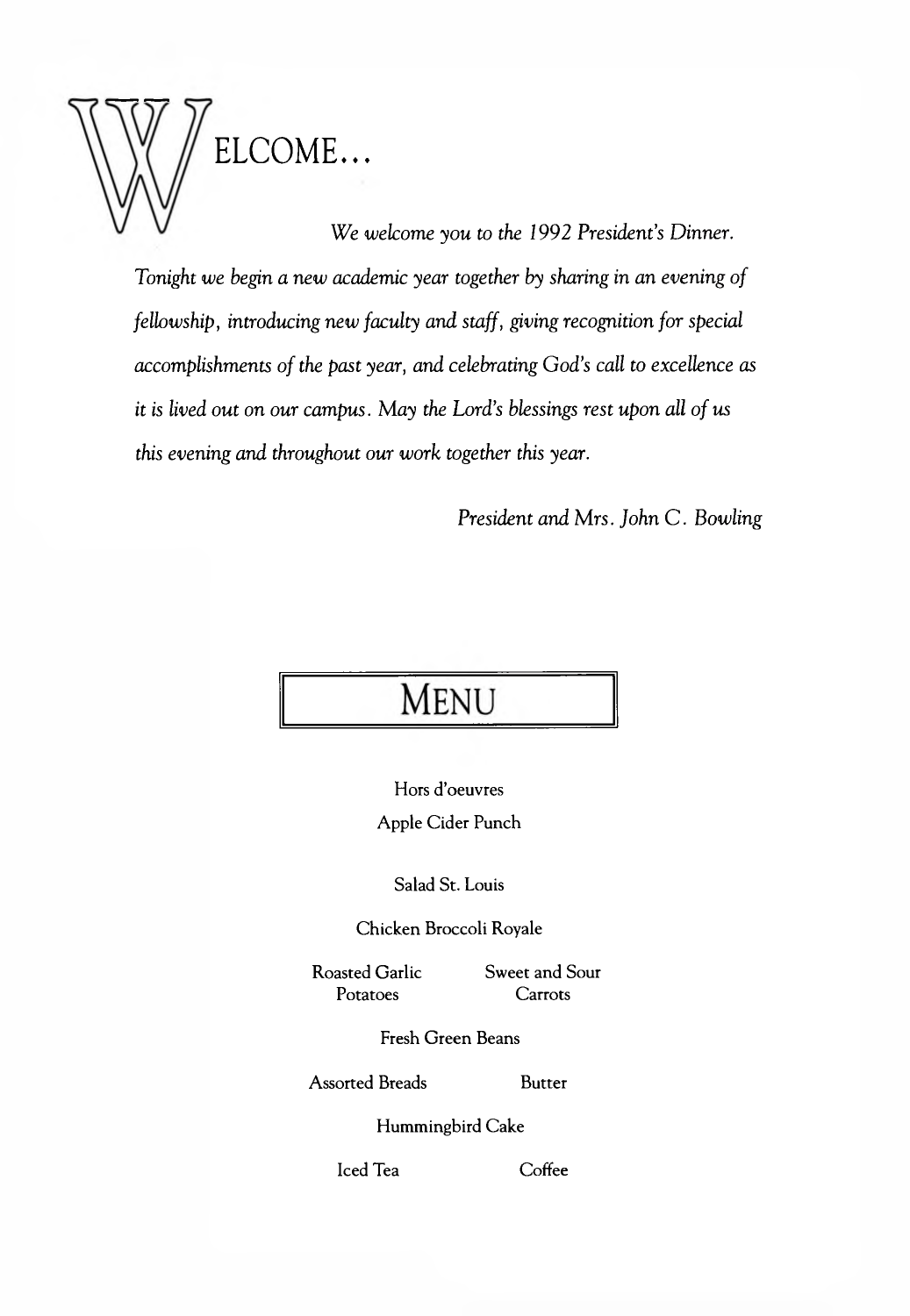# WELCOME...

*We welcome you to the 1992 President's Dinner. Tonight we begin a new academic year together by sharing in an evening of fellowship, introducing new faculty and staff, giving recognition for special accomplishments of the past year, and celebrating God's call to excellence as it is lived out on our campus. May the Lord's blessings rest upon all of us this evening and throughout our work together this year.*

*President and Mrs. John C. Bowling*

## MENU

Hors d'oeuvres

Apple Cider Punch

Salad St. Louis

Chicken Broccoli Royale

Roasted Garlic Potatoes

Sweet and Sour Carrots

Fresh Green Beans

Assorted Breads

Butter

Hummingbird Cake

Iced Tea

Coffee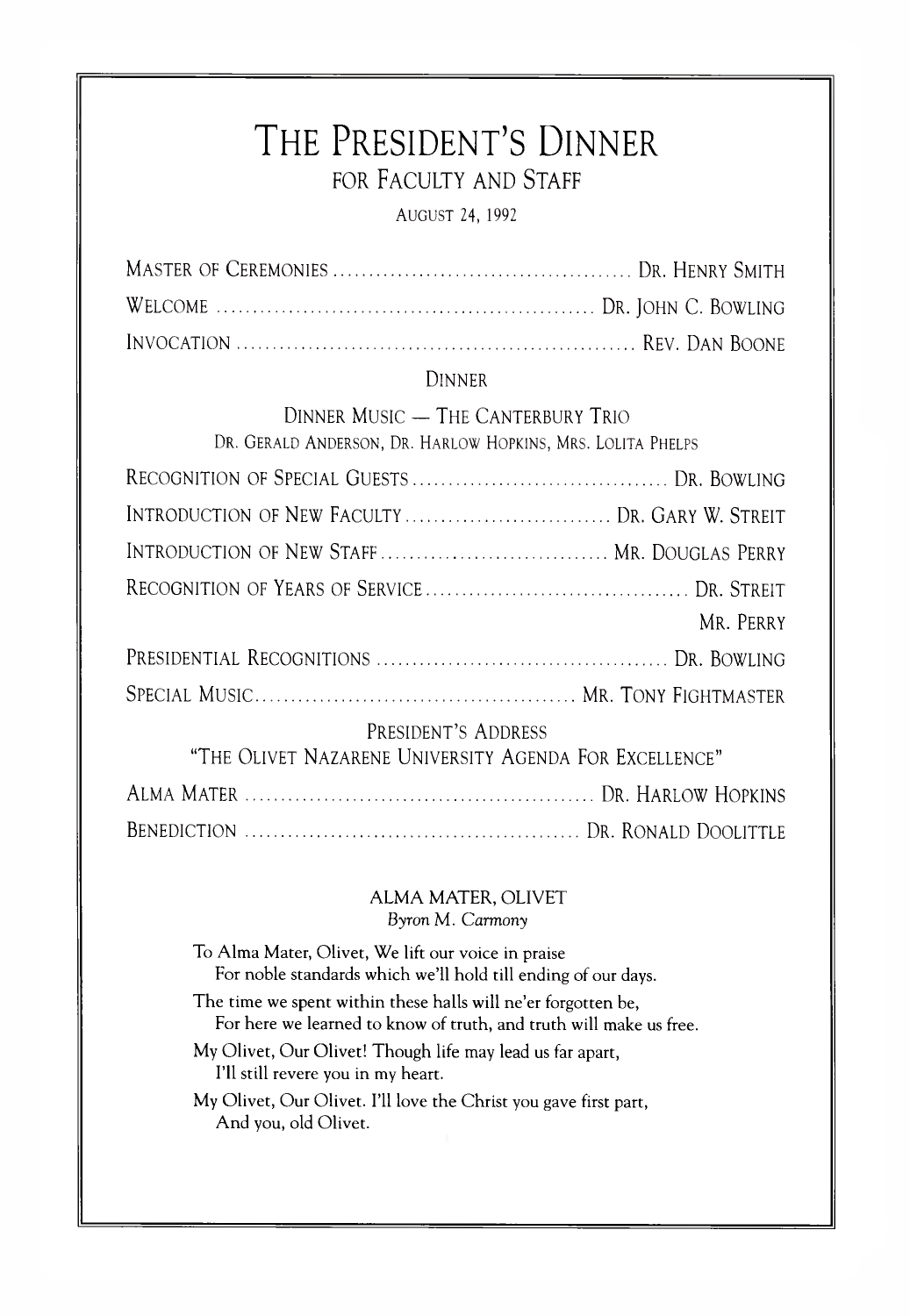# THE PRESIDENT'S DINNER

## FOR FACULTY AND STAFF

AUGUST 24, 1992

MASTER OF CEREMONIES .......................................... DR. HENRY SMITH

WELCOME ...................................................... DR. JOHN C. BOWLING

INVOCATION ........................................................ REV. DAN BOONE

DINNER

DINNER MUSIC — THE CANTERBURY TRIO
DR. GERALD ANDERSON, DR. HARLOW HOPKINS, MRS. LOLITA PHELPS

RECOGNITION OF SPECIAL GUESTS .................................... DR. BOWLING

INTRODUCTION OF NEW FACULTY ............................. DR. GARY W. STREIT

INTRODUCTION OF NEW STAFF ................................ MR. DOUGLAS PERRY

RECOGNITION OF YEARS OF SERVICE ..................................... DR. STREIT
MR. PERRY

PRESIDENTIAL RECOGNITIONS ......................................... DR. BOWLING

SPECIAL MUSIC ............................................. MR. TONY FIGHTMASTER

PRESIDENT'S ADDRESS
"THE OLIVET NAZARENE UNIVERSITY AGENDA FOR EXCELLENCE"

ALMA MATER ................................................ DR. HARLOW HOPKINS

BENEDICTION ............................................. DR. RONALD DOOLITTLE

### ALMA MATER, OLIVET

*Byron M. Carmony*

To Alma Mater, Olivet, We lift our voice in praise
For noble standards which we'll hold till ending of our days.

The time we spent within these halls will ne'er forgotten be,
For here we learned to know of truth, and truth will make us free.

My Olivet, Our Olivet! Though life may lead us far apart,
I'll still revere you in my heart.

My Olivet, Our Olivet. I'll love the Christ you gave first part,
And you, old Olivet.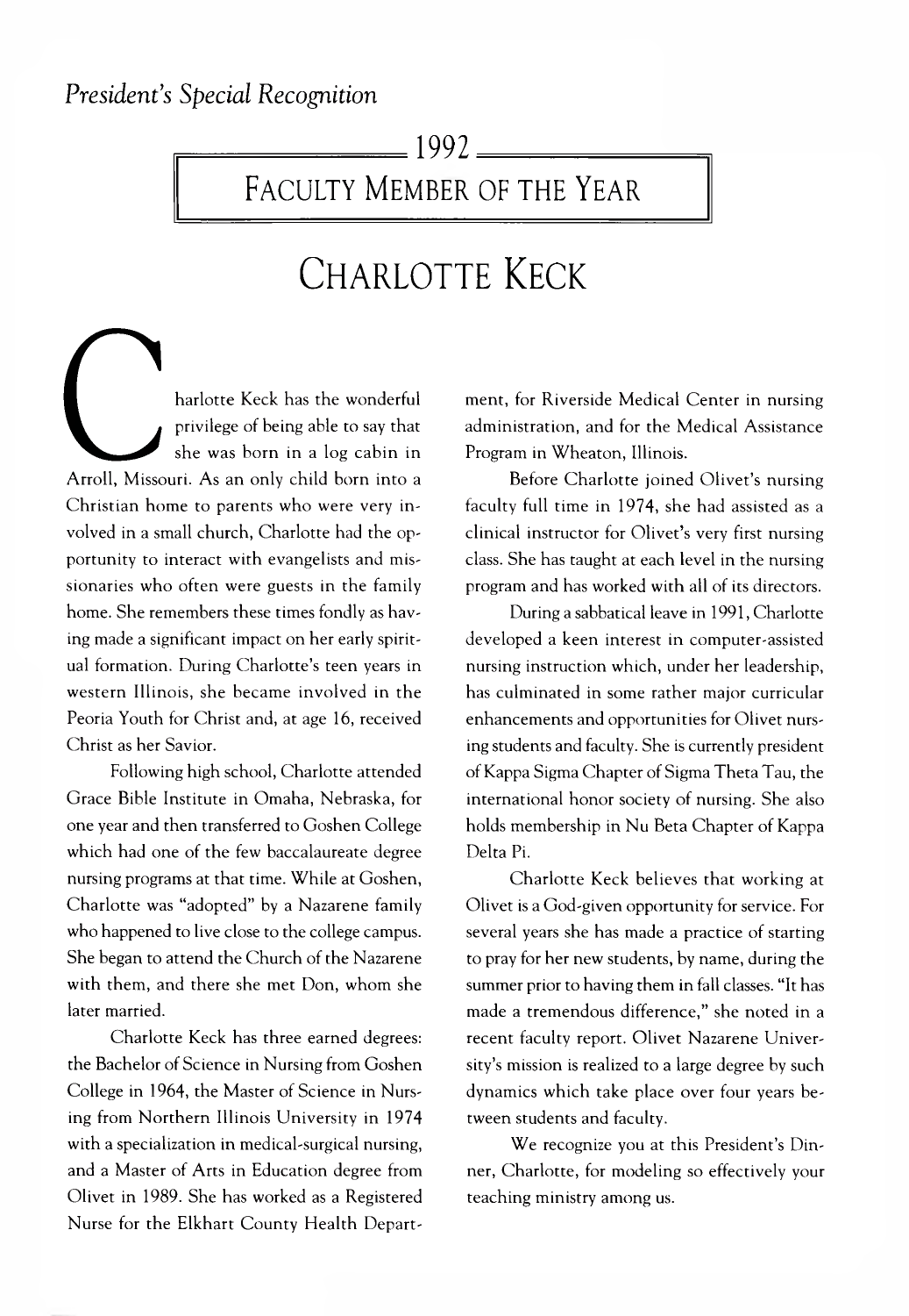*President's Special Recognition*

## 1992
## FACULTY MEMBER OF THE YEAR

# CHARLOTTE KECK

Charlotte Keck has the wonderful privilege of being able to say that she was born in a log cabin in Arroll, Missouri. As an only child born into a Christian home to parents who were very involved in a small church, Charlotte had the opportunity to interact with evangelists and missionaries who often were guests in the family home. She remembers these times fondly as having made a significant impact on her early spiritual formation. During Charlotte's teen years in western Illinois, she became involved in the Peoria Youth for Christ and, at age 16, received Christ as her Savior.

Following high school, Charlotte attended Grace Bible Institute in Omaha, Nebraska, for one year and then transferred to Goshen College which had one of the few baccalaureate degree nursing programs at that time. While at Goshen, Charlotte was "adopted" by a Nazarene family who happened to live close to the college campus. She began to attend the Church of the Nazarene with them, and there she met Don, whom she later married.

Charlotte Keck has three earned degrees: the Bachelor of Science in Nursing from Goshen College in 1964, the Master of Science in Nursing from Northern Illinois University in 1974 with a specialization in medical-surgical nursing, and a Master of Arts in Education degree from Olivet in 1989. She has worked as a Registered Nurse for the Elkhart County Health Department, for Riverside Medical Center in nursing administration, and for the Medical Assistance Program in Wheaton, Illinois.

Before Charlotte joined Olivet's nursing faculty full time in 1974, she had assisted as a clinical instructor for Olivet's very first nursing class. She has taught at each level in the nursing program and has worked with all of its directors.

During a sabbatical leave in 1991, Charlotte developed a keen interest in computer-assisted nursing instruction which, under her leadership, has culminated in some rather major curricular enhancements and opportunities for Olivet nursing students and faculty. She is currently president of Kappa Sigma Chapter of Sigma Theta Tau, the international honor society of nursing. She also holds membership in Nu Beta Chapter of Kappa Delta Pi.

Charlotte Keck believes that working at Olivet is a God-given opportunity for service. For several years she has made a practice of starting to pray for her new students, by name, during the summer prior to having them in fall classes. "It has made a tremendous difference," she noted in a recent faculty report. Olivet Nazarene University's mission is realized to a large degree by such dynamics which take place over four years between students and faculty.

We recognize you at this President's Dinner, Charlotte, for modeling so effectively your teaching ministry among us.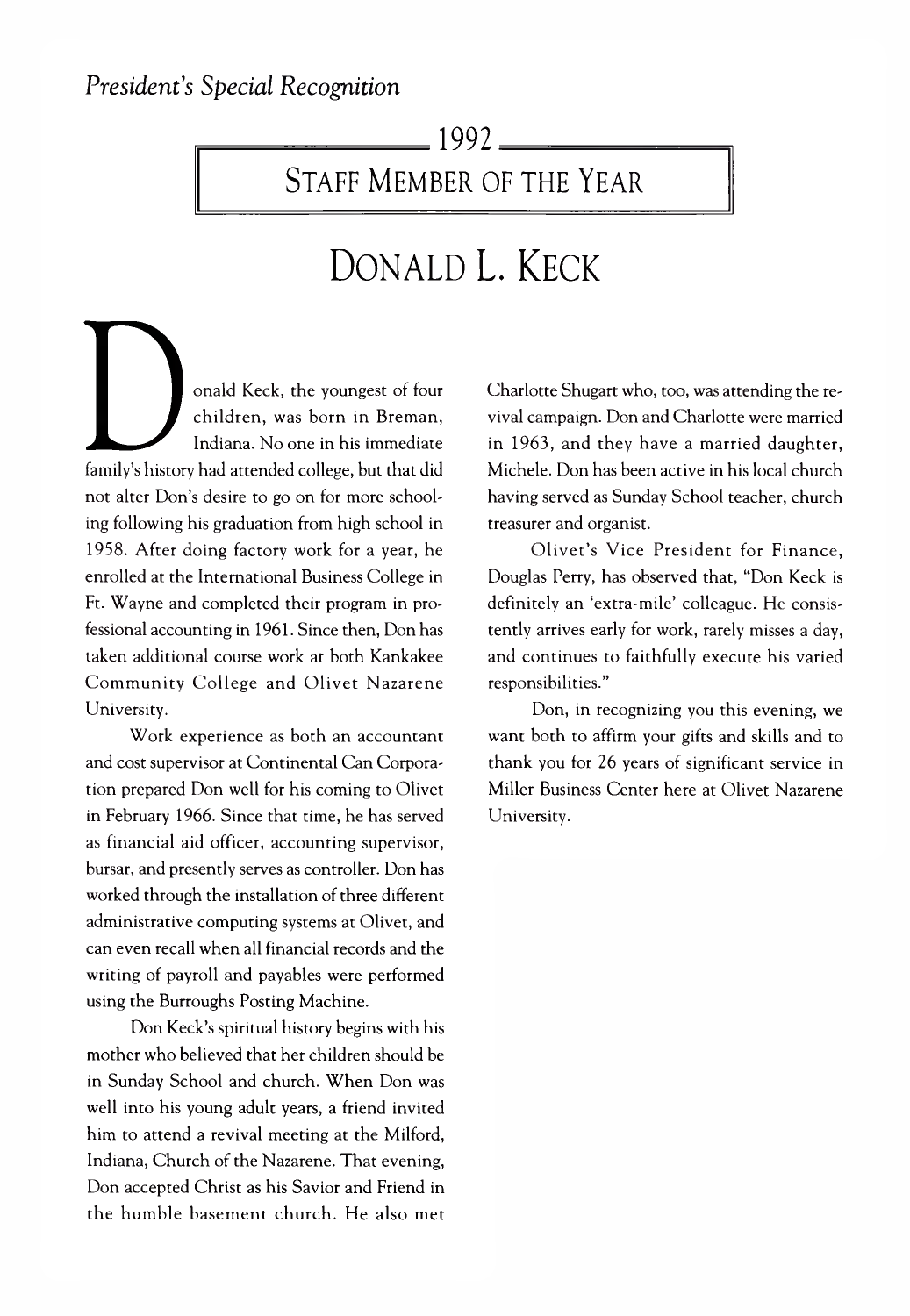*President's Special Recognition*

## 1992
## STAFF MEMBER OF THE YEAR

# DONALD L. KECK

Donald Keck, the youngest of four children, was born in Breman, Indiana. No one in his immediate family's history had attended college, but that did not alter Don's desire to go on for more schooling following his graduation from high school in 1958. After doing factory work for a year, he enrolled at the International Business College in Ft. Wayne and completed their program in professional accounting in 1961. Since then, Don has taken additional course work at both Kankakee Community College and Olivet Nazarene University.

Work experience as both an accountant and cost supervisor at Continental Can Corporation prepared Don well for his coming to Olivet in February 1966. Since that time, he has served as financial aid officer, accounting supervisor, bursar, and presently serves as controller. Don has worked through the installation of three different administrative computing systems at Olivet, and can even recall when all financial records and the writing of payroll and payables were performed using the Burroughs Posting Machine.

Don Keck's spiritual history begins with his mother who believed that her children should be in Sunday School and church. When Don was well into his young adult years, a friend invited him to attend a revival meeting at the Milford, Indiana, Church of the Nazarene. That evening, Don accepted Christ as his Savior and Friend in the humble basement church. He also met Charlotte Shugart who, too, was attending the revival campaign. Don and Charlotte were married in 1963, and they have a married daughter, Michele. Don has been active in his local church having served as Sunday School teacher, church treasurer and organist.

Olivet's Vice President for Finance, Douglas Perry, has observed that, "Don Keck is definitely an 'extra-mile' colleague. He consistently arrives early for work, rarely misses a day, and continues to faithfully execute his varied responsibilities."

Don, in recognizing you this evening, we want both to affirm your gifts and skills and to thank you for 26 years of significant service in Miller Business Center here at Olivet Nazarene University.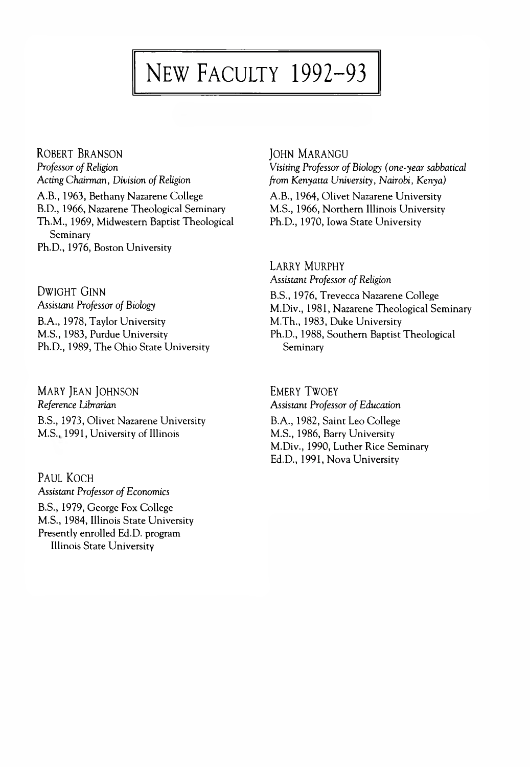# NEW FACULTY 1992–93

ROBERT BRANSON
*Professor of Religion*
*Acting Chairman, Division of Religion*
A.B., 1963, Bethany Nazarene College
B.D., 1966, Nazarene Theological Seminary
Th.M., 1969, Midwestern Baptist Theological Seminary
Ph.D., 1976, Boston University

DWIGHT GINN
*Assistant Professor of Biology*
B.A., 1978, Taylor University
M.S., 1983, Purdue University
Ph.D., 1989, The Ohio State University

MARY JEAN JOHNSON
*Reference Librarian*
B.S., 1973, Olivet Nazarene University
M.S., 1991, University of Illinois

PAUL KOCH
*Assistant Professor of Economics*
B.S., 1979, George Fox College
M.S., 1984, Illinois State University
Presently enrolled Ed.D. program Illinois State University

JOHN MARANGU
*Visiting Professor of Biology (one-year sabbatical from Kenyatta University, Nairobi, Kenya)*
A.B., 1964, Olivet Nazarene University
M.S., 1966, Northern Illinois University
Ph.D., 1970, Iowa State University

LARRY MURPHY
*Assistant Professor of Religion*
B.S., 1976, Trevecca Nazarene College
M.Div., 1981, Nazarene Theological Seminary
M.Th., 1983, Duke University
Ph.D., 1988, Southern Baptist Theological Seminary

EMERY TWOEY
*Assistant Professor of Education*
B.A., 1982, Saint Leo College
M.S., 1986, Barry University
M.Div., 1990, Luther Rice Seminary
Ed.D., 1991, Nova University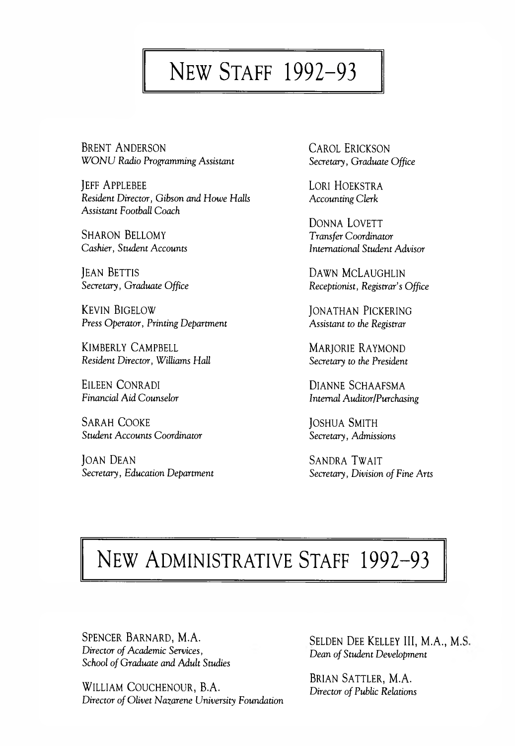# New Staff 1992–93

BRENT ANDERSON
*WONU Radio Programming Assistant*

JEFF APPLEBEE
*Resident Director, Gibson and Howe Halls*
*Assistant Football Coach*

SHARON BELLOMY
*Cashier, Student Accounts*

JEAN BETTIS
*Secretary, Graduate Office*

KEVIN BIGELOW
*Press Operator, Printing Department*

KIMBERLY CAMPBELL
*Resident Director, Williams Hall*

EILEEN CONRADI
*Financial Aid Counselor*

SARAH COOKE
*Student Accounts Coordinator*

JOAN DEAN
*Secretary, Education Department*

CAROL ERICKSON
*Secretary, Graduate Office*

LORI HOEKSTRA
*Accounting Clerk*

DONNA LOVETT
*Transfer Coordinator*
*International Student Advisor*

DAWN MCLAUGHLIN
*Receptionist, Registrar's Office*

JONATHAN PICKERING
*Assistant to the Registrar*

MARJORIE RAYMOND
*Secretary to the President*

DIANNE SCHAAFSMA
*Internal Auditor/Purchasing*

JOSHUA SMITH
*Secretary, Admissions*

SANDRA TWAIT
*Secretary, Division of Fine Arts*

# New Administrative Staff 1992–93

SPENCER BARNARD, M.A.
*Director of Academic Services,*
*School of Graduate and Adult Studies*

WILLIAM COUCHENOUR, B.A.
*Director of Olivet Nazarene University Foundation*

SELDEN DEE KELLEY III, M.A., M.S.
*Dean of Student Development*

BRIAN SATTLER, M.A.
*Director of Public Relations*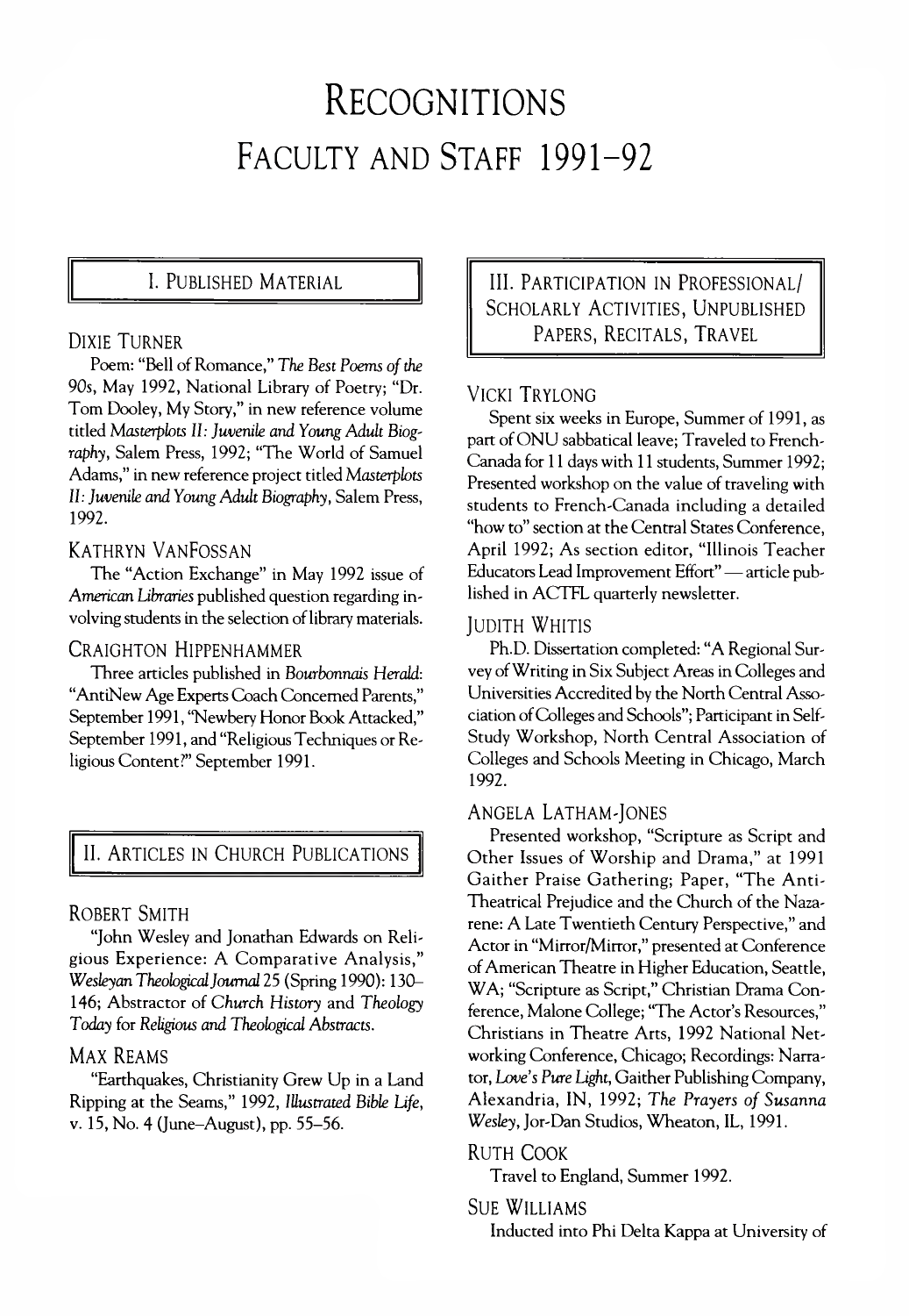# Recognitions

# Faculty and Staff 1991–92

## I. Published Material

### Dixie Turner

Poem: "Bell of Romance," *The Best Poems of the 90s*, May 1992, National Library of Poetry; "Dr. Tom Dooley, My Story," in new reference volume titled *Masterplots II: Juvenile and Young Adult Biography*, Salem Press, 1992; "The World of Samuel Adams," in new reference project titled *Masterplots II: Juvenile and Young Adult Biography*, Salem Press, 1992.

### Kathryn VanFossan

The "Action Exchange" in May 1992 issue of *American Libraries* published question regarding involving students in the selection of library materials.

### Craighton Hippenhammer

Three articles published in *Bourbonnais Herald*: "AntiNew Age Experts Coach Concerned Parents," September 1991, "Newbery Honor Book Attacked," September 1991, and "Religious Techniques or Religious Content?" September 1991.

## II. Articles in Church Publications

### Robert Smith

"John Wesley and Jonathan Edwards on Religious Experience: A Comparative Analysis," *Wesleyan Theological Journal* 25 (Spring 1990): 130–146; Abstractor of *Church History* and *Theology Today* for *Religious and Theological Abstracts*.

### Max Reams

"Earthquakes, Christianity Grew Up in a Land Ripping at the Seams," 1992, *Illustrated Bible Life*, v. 15, No. 4 (June–August), pp. 55–56.

## III. Participation in Professional/Scholarly Activities, Unpublished Papers, Recitals, Travel

### Vicki Trylong

Spent six weeks in Europe, Summer of 1991, as part of ONU sabbatical leave; Traveled to French-Canada for 11 days with 11 students, Summer 1992; Presented workshop on the value of traveling with students to French-Canada including a detailed "how to" section at the Central States Conference, April 1992; As section editor, "Illinois Teacher Educators Lead Improvement Effort" — article published in ACTFL quarterly newsletter.

### Judith Whitis

Ph.D. Dissertation completed: "A Regional Survey of Writing in Six Subject Areas in Colleges and Universities Accredited by the North Central Association of Colleges and Schools"; Participant in Self-Study Workshop, North Central Association of Colleges and Schools Meeting in Chicago, March 1992.

### Angela Latham-Jones

Presented workshop, "Scripture as Script and Other Issues of Worship and Drama," at 1991 Gaither Praise Gathering; Paper, "The Anti-Theatrical Prejudice and the Church of the Nazarene: A Late Twentieth Century Perspective," and Actor in "Mirror/Mirror," presented at Conference of American Theatre in Higher Education, Seattle, WA; "Scripture as Script," Christian Drama Conference, Malone College; "The Actor's Resources," Christians in Theatre Arts, 1992 National Networking Conference, Chicago; Recordings: Narrator, *Love's Pure Light*, Gaither Publishing Company, Alexandria, IN, 1992; *The Prayers of Susanna Wesley*, Jor-Dan Studios, Wheaton, IL, 1991.

### Ruth Cook

Travel to England, Summer 1992.

### Sue Williams

Inducted into Phi Delta Kappa at University of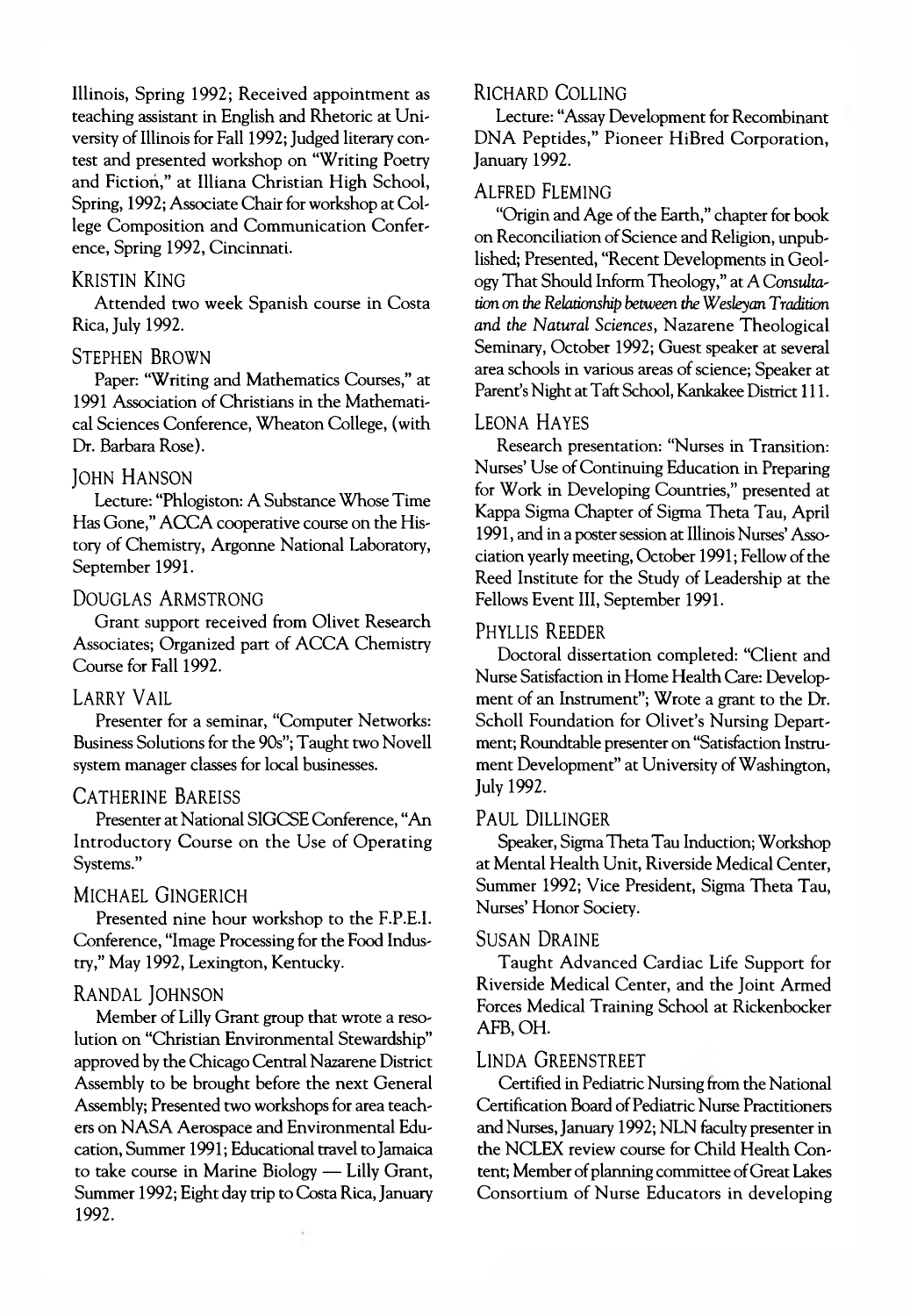Illinois, Spring 1992; Received appointment as teaching assistant in English and Rhetoric at University of Illinois for Fall 1992; Judged literary contest and presented workshop on "Writing Poetry and Fiction," at Illiana Christian High School, Spring, 1992; Associate Chair for workshop at College Composition and Communication Conference, Spring 1992, Cincinnati.

### Kristin King

Attended two week Spanish course in Costa Rica, July 1992.

### Stephen Brown

Paper: "Writing and Mathematics Courses," at 1991 Association of Christians in the Mathematical Sciences Conference, Wheaton College, (with Dr. Barbara Rose).

### John Hanson

Lecture: "Phlogiston: A Substance Whose Time Has Gone," ACCA cooperative course on the History of Chemistry, Argonne National Laboratory, September 1991.

### Douglas Armstrong

Grant support received from Olivet Research Associates; Organized part of ACCA Chemistry Course for Fall 1992.

### Larry Vail

Presenter for a seminar, "Computer Networks: Business Solutions for the 90s"; Taught two Novell system manager classes for local businesses.

### Catherine Bareiss

Presenter at National SIGCSE Conference, "An Introductory Course on the Use of Operating Systems."

### Michael Gingerich

Presented nine hour workshop to the F.P.E.I. Conference, "Image Processing for the Food Industry," May 1992, Lexington, Kentucky.

### Randal Johnson

Member of Lilly Grant group that wrote a resolution on "Christian Environmental Stewardship" approved by the Chicago Central Nazarene District Assembly to be brought before the next General Assembly; Presented two workshops for area teachers on NASA Aerospace and Environmental Education, Summer 1991; Educational travel to Jamaica to take course in Marine Biology — Lilly Grant, Summer 1992; Eight day trip to Costa Rica, January 1992.

### Richard Colling

Lecture: "Assay Development for Recombinant DNA Peptides," Pioneer HiBred Corporation, January 1992.

### Alfred Fleming

"Origin and Age of the Earth," chapter for book on Reconciliation of Science and Religion, unpublished; Presented, "Recent Developments in Geology That Should Inform Theology," at *A Consultation on the Relationship between the Wesleyan Tradition and the Natural Sciences*, Nazarene Theological Seminary, October 1992; Guest speaker at several area schools in various areas of science; Speaker at Parent's Night at Taft School, Kankakee District 111.

### Leona Hayes

Research presentation: "Nurses in Transition: Nurses' Use of Continuing Education in Preparing for Work in Developing Countries," presented at Kappa Sigma Chapter of Sigma Theta Tau, April 1991, and in a poster session at Illinois Nurses' Association yearly meeting, October 1991; Fellow of the Reed Institute for the Study of Leadership at the Fellows Event III, September 1991.

### Phyllis Reeder

Doctoral dissertation completed: "Client and Nurse Satisfaction in Home Health Care: Development of an Instrument"; Wrote a grant to the Dr. Scholl Foundation for Olivet's Nursing Department; Roundtable presenter on "Satisfaction Instrument Development" at University of Washington, July 1992.

### Paul Dillinger

Speaker, Sigma Theta Tau Induction; Workshop at Mental Health Unit, Riverside Medical Center, Summer 1992; Vice President, Sigma Theta Tau, Nurses' Honor Society.

### Susan Draine

Taught Advanced Cardiac Life Support for Riverside Medical Center, and the Joint Armed Forces Medical Training School at Rickenbocker AFB, OH.

### Linda Greenstreet

Certified in Pediatric Nursing from the National Certification Board of Pediatric Nurse Practitioners and Nurses, January 1992; NLN faculty presenter in the NCLEX review course for Child Health Content; Member of planning committee of Great Lakes Consortium of Nurse Educators in developing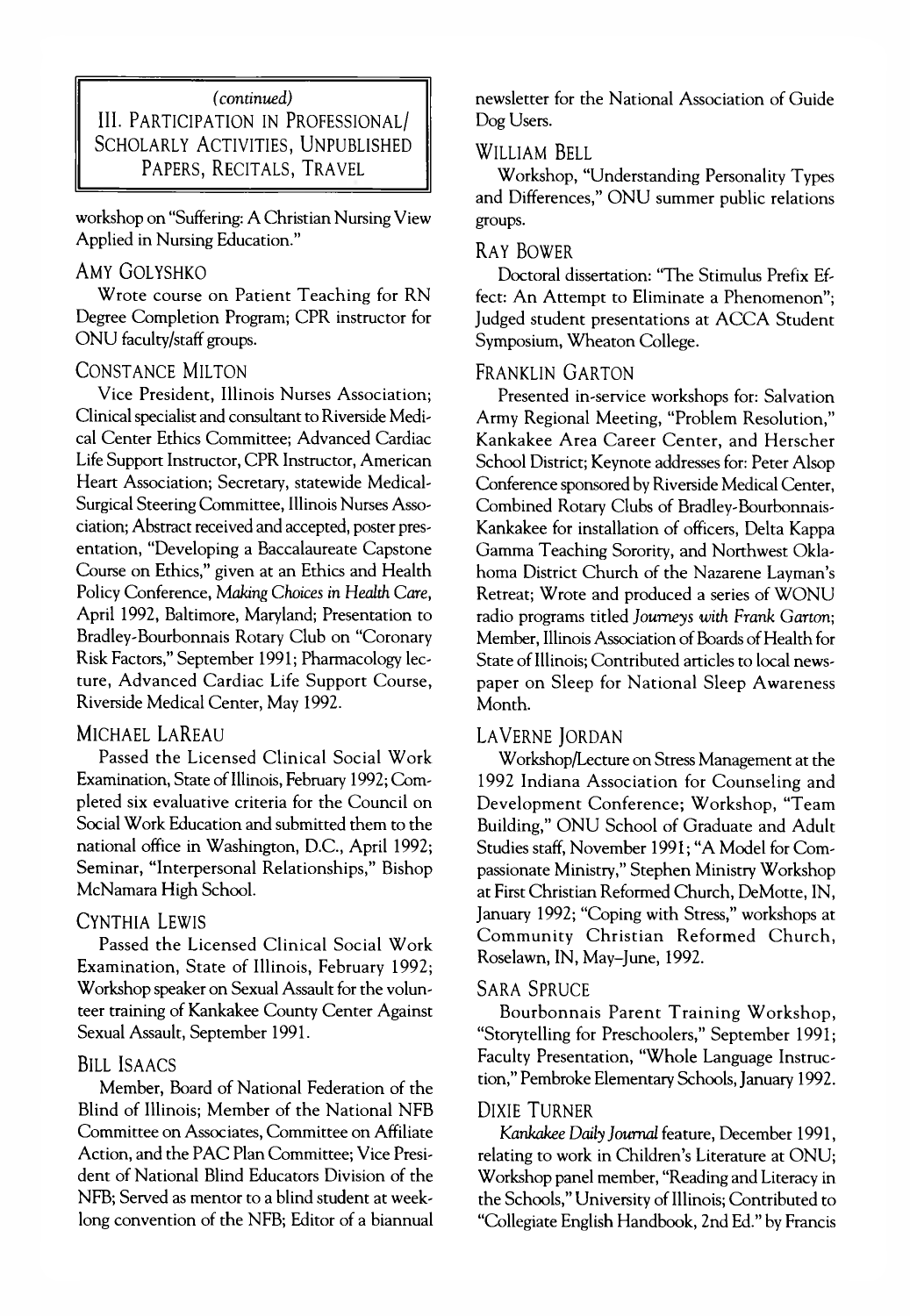## *(continued)* III. Participation in Professional/ Scholarly Activities, Unpublished Papers, Recitals, Travel

workshop on "Suffering: A Christian Nursing View Applied in Nursing Education."

### Amy Golyshko

Wrote course on Patient Teaching for RN Degree Completion Program; CPR instructor for ONU faculty/staff groups.

### Constance Milton

Vice President, Illinois Nurses Association; Clinical specialist and consultant to Riverside Medical Center Ethics Committee; Advanced Cardiac Life Support Instructor, CPR Instructor, American Heart Association; Secretary, statewide Medical-Surgical Steering Committee, Illinois Nurses Association; Abstract received and accepted, poster presentation, "Developing a Baccalaureate Capstone Course on Ethics," given at an Ethics and Health Policy Conference, *Making Choices in Health Care*, April 1992, Baltimore, Maryland; Presentation to Bradley-Bourbonnais Rotary Club on "Coronary Risk Factors," September 1991; Pharmacology lecture, Advanced Cardiac Life Support Course, Riverside Medical Center, May 1992.

### Michael LaReau

Passed the Licensed Clinical Social Work Examination, State of Illinois, February 1992; Completed six evaluative criteria for the Council on Social Work Education and submitted them to the national office in Washington, D.C., April 1992; Seminar, "Interpersonal Relationships," Bishop McNamara High School.

### Cynthia Lewis

Passed the Licensed Clinical Social Work Examination, State of Illinois, February 1992; Workshop speaker on Sexual Assault for the volunteer training of Kankakee County Center Against Sexual Assault, September 1991.

### Bill Isaacs

Member, Board of National Federation of the Blind of Illinois; Member of the National NFB Committee on Associates, Committee on Affiliate Action, and the PAC Plan Committee; Vice President of National Blind Educators Division of the NFB; Served as mentor to a blind student at week-long convention of the NFB; Editor of a biannual newsletter for the National Association of Guide Dog Users.

### William Bell

Workshop, "Understanding Personality Types and Differences," ONU summer public relations groups.

### Ray Bower

Doctoral dissertation: "The Stimulus Prefix Effect: An Attempt to Eliminate a Phenomenon"; Judged student presentations at ACCA Student Symposium, Wheaton College.

### Franklin Garton

Presented in-service workshops for: Salvation Army Regional Meeting, "Problem Resolution," Kankakee Area Career Center, and Herscher School District; Keynote addresses for: Peter Alsop Conference sponsored by Riverside Medical Center, Combined Rotary Clubs of Bradley-Bourbonnais-Kankakee for installation of officers, Delta Kappa Gamma Teaching Sorority, and Northwest Oklahoma District Church of the Nazarene Layman's Retreat; Wrote and produced a series of WONU radio programs titled *Journeys with Frank Garton*; Member, Illinois Association of Boards of Health for State of Illinois; Contributed articles to local newspaper on Sleep for National Sleep Awareness Month.

### LaVerne Jordan

Workshop/Lecture on Stress Management at the 1992 Indiana Association for Counseling and Development Conference; Workshop, "Team Building," ONU School of Graduate and Adult Studies staff, November 1991; "A Model for Compassionate Ministry," Stephen Ministry Workshop at First Christian Reformed Church, DeMotte, IN, January 1992; "Coping with Stress," workshops at Community Christian Reformed Church, Roselawn, IN, May–June, 1992.

### Sara Spruce

Bourbonnais Parent Training Workshop, "Storytelling for Preschoolers," September 1991; Faculty Presentation, "Whole Language Instruction," Pembroke Elementary Schools, January 1992.

### Dixie Turner

*Kankakee Daily Journal* feature, December 1991, relating to work in Children's Literature at ONU; Workshop panel member, "Reading and Literacy in the Schools," University of Illinois; Contributed to "Collegiate English Handbook, 2nd Ed." by Francis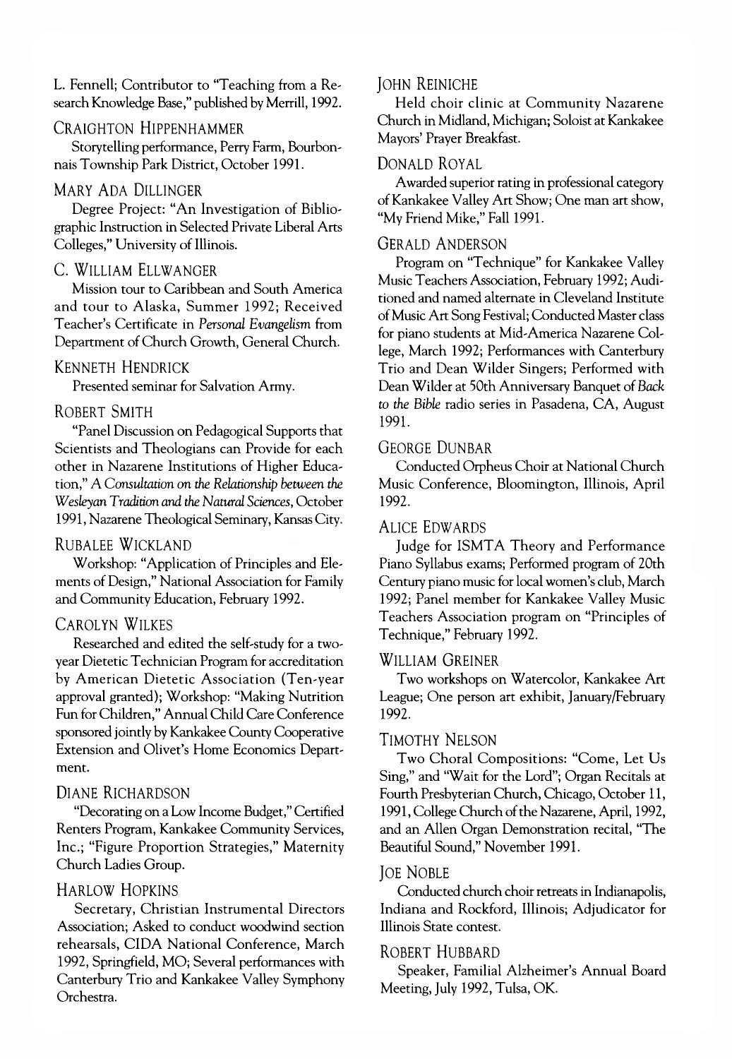L. Fennell; Contributor to "Teaching from a Research Knowledge Base," published by Merrill, 1992.

### CRAIGHTON HIPPENHAMMER

Storytelling performance, Perry Farm, Bourbonnais Township Park District, October 1991.

### MARY ADA DILLINGER

Degree Project: "An Investigation of Bibliographic Instruction in Selected Private Liberal Arts Colleges," University of Illinois.

### C. WILLIAM ELLWANGER

Mission tour to Caribbean and South America and tour to Alaska, Summer 1992; Received Teacher's Certificate in *Personal Evangelism* from Department of Church Growth, General Church.

### KENNETH HENDRICK

Presented seminar for Salvation Army.

### ROBERT SMITH

"Panel Discussion on Pedagogical Supports that Scientists and Theologians can Provide for each other in Nazarene Institutions of Higher Education," *A Consultation on the Relationship between the Wesleyan Tradition and the Natural Sciences*, October 1991, Nazarene Theological Seminary, Kansas City.

### RUBALEE WICKLAND

Workshop: "Application of Principles and Elements of Design," National Association for Family and Community Education, February 1992.

### CAROLYN WILKES

Researched and edited the self-study for a two-year Dietetic Technician Program for accreditation by American Dietetic Association (Ten-year approval granted); Workshop: "Making Nutrition Fun for Children," Annual Child Care Conference sponsored jointly by Kankakee County Cooperative Extension and Olivet's Home Economics Department.

### DIANE RICHARDSON

"Decorating on a Low Income Budget," Certified Renters Program, Kankakee Community Services, Inc.; "Figure Proportion Strategies," Maternity Church Ladies Group.

### HARLOW HOPKINS

Secretary, Christian Instrumental Directors Association; Asked to conduct woodwind section rehearsals, CIDA National Conference, March 1992, Springfield, MO; Several performances with Canterbury Trio and Kankakee Valley Symphony Orchestra.

### JOHN REINICHE

Held choir clinic at Community Nazarene Church in Midland, Michigan; Soloist at Kankakee Mayors' Prayer Breakfast.

### DONALD ROYAL

Awarded superior rating in professional category of Kankakee Valley Art Show; One man art show, "My Friend Mike," Fall 1991.

### GERALD ANDERSON

Program on "Technique" for Kankakee Valley Music Teachers Association, February 1992; Auditioned and named alternate in Cleveland Institute of Music Art Song Festival; Conducted Master class for piano students at Mid-America Nazarene College, March 1992; Performances with Canterbury Trio and Dean Wilder Singers; Performed with Dean Wilder at 50th Anniversary Banquet of *Back to the Bible* radio series in Pasadena, CA, August 1991.

### GEORGE DUNBAR

Conducted Orpheus Choir at National Church Music Conference, Bloomington, Illinois, April 1992.

### ALICE EDWARDS

Judge for ISMTA Theory and Performance Piano Syllabus exams; Performed program of 20th Century piano music for local women's club, March 1992; Panel member for Kankakee Valley Music Teachers Association program on "Principles of Technique," February 1992.

### WILLIAM GREINER

Two workshops on Watercolor, Kankakee Art League; One person art exhibit, January/February 1992.

### TIMOTHY NELSON

Two Choral Compositions: "Come, Let Us Sing," and "Wait for the Lord"; Organ Recitals at Fourth Presbyterian Church, Chicago, October 11, 1991, College Church of the Nazarene, April, 1992, and an Allen Organ Demonstration recital, "The Beautiful Sound," November 1991.

### JOE NOBLE

Conducted church choir retreats in Indianapolis, Indiana and Rockford, Illinois; Adjudicator for Illinois State contest.

### ROBERT HUBBARD

Speaker, Familial Alzheimer's Annual Board Meeting, July 1992, Tulsa, OK.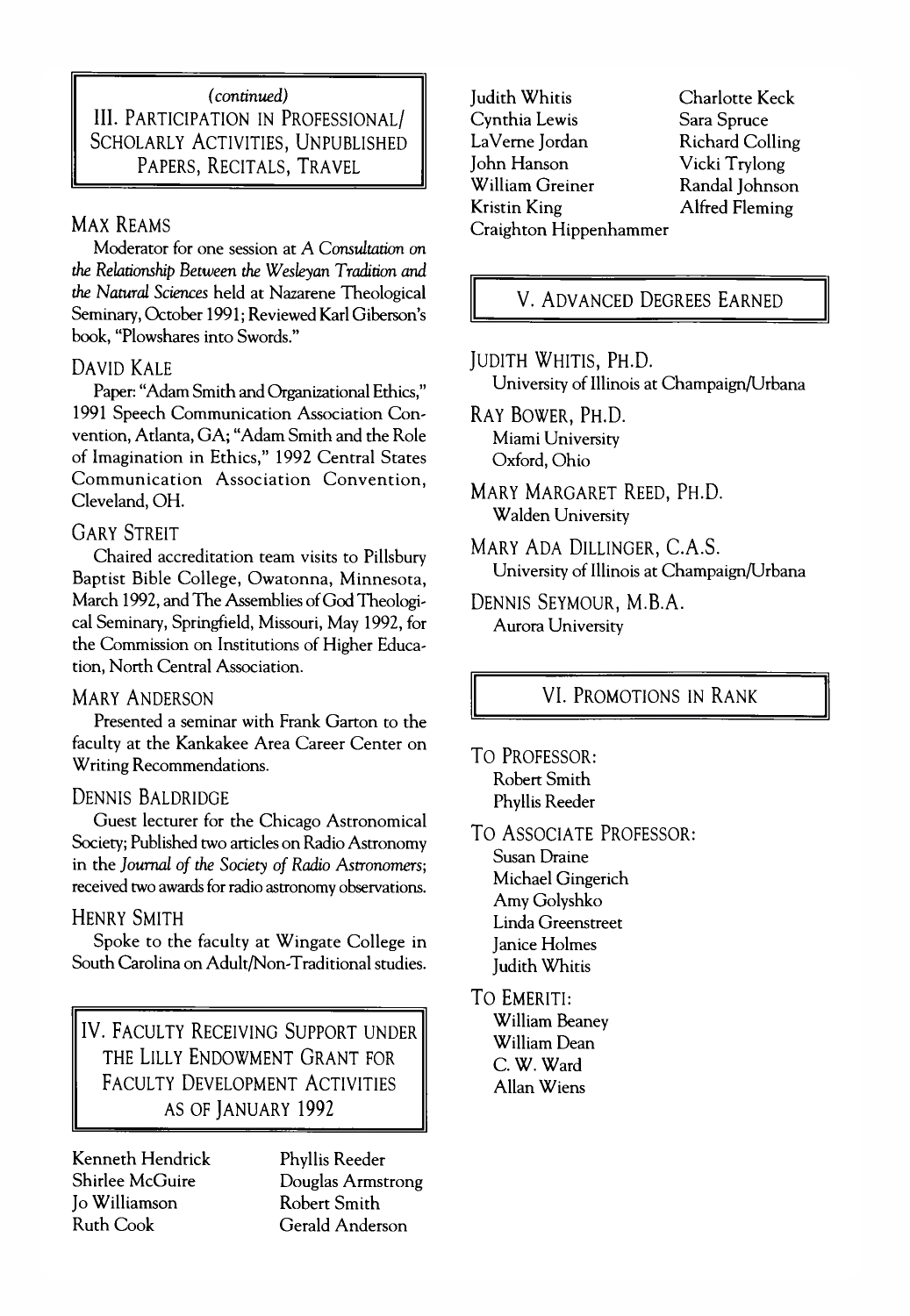## *(continued)* III. Participation in Professional/Scholarly Activities, Unpublished Papers, Recitals, Travel

### Max Reams

Moderator for one session at *A Consultation on the Relationship Between the Wesleyan Tradition and the Natural Sciences* held at Nazarene Theological Seminary, October 1991; Reviewed Karl Giberson's book, "Plowshares into Swords."

### David Kale

Paper: "Adam Smith and Organizational Ethics," 1991 Speech Communication Association Convention, Atlanta, GA; "Adam Smith and the Role of Imagination in Ethics," 1992 Central States Communication Association Convention, Cleveland, OH.

### Gary Streit

Chaired accreditation team visits to Pillsbury Baptist Bible College, Owatonna, Minnesota, March 1992, and The Assemblies of God Theological Seminary, Springfield, Missouri, May 1992, for the Commission on Institutions of Higher Education, North Central Association.

### Mary Anderson

Presented a seminar with Frank Garton to the faculty at the Kankakee Area Career Center on Writing Recommendations.

### Dennis Baldridge

Guest lecturer for the Chicago Astronomical Society; Published two articles on Radio Astronomy in the *Journal of the Society of Radio Astronomers*; received two awards for radio astronomy observations.

### Henry Smith

Spoke to the faculty at Wingate College in South Carolina on Adult/Non-Traditional studies.

## IV. Faculty Receiving Support under the Lilly Endowment Grant for Faculty Development Activities as of January 1992

- Kenneth Hendrick
- Shirlee McGuire
- Jo Williamson
- Ruth Cook
- Phyllis Reeder
- Douglas Armstrong
- Robert Smith
- Gerald Anderson
- Judith Whitis
- Cynthia Lewis
- LaVerne Jordan
- John Hanson
- William Greiner
- Kristin King
- Craighton Hippenhammer
- Charlotte Keck
- Sara Spruce
- Richard Colling
- Vicki Trylong
- Randal Johnson
- Alfred Fleming

## V. Advanced Degrees Earned

**Judith Whitis, Ph.D.**
University of Illinois at Champaign/Urbana

**Ray Bower, Ph.D.**
Miami University
Oxford, Ohio

**Mary Margaret Reed, Ph.D.**
Walden University

**Mary Ada Dillinger, C.A.S.**
University of Illinois at Champaign/Urbana

**Dennis Seymour, M.B.A.**
Aurora University

## VI. Promotions in Rank

**To Professor:**
- Robert Smith
- Phyllis Reeder

**To Associate Professor:**
- Susan Draine
- Michael Gingerich
- Amy Golyshko
- Linda Greenstreet
- Janice Holmes
- Judith Whitis

**To Emeriti:**
- William Beaney
- William Dean
- C. W. Ward
- Allan Wiens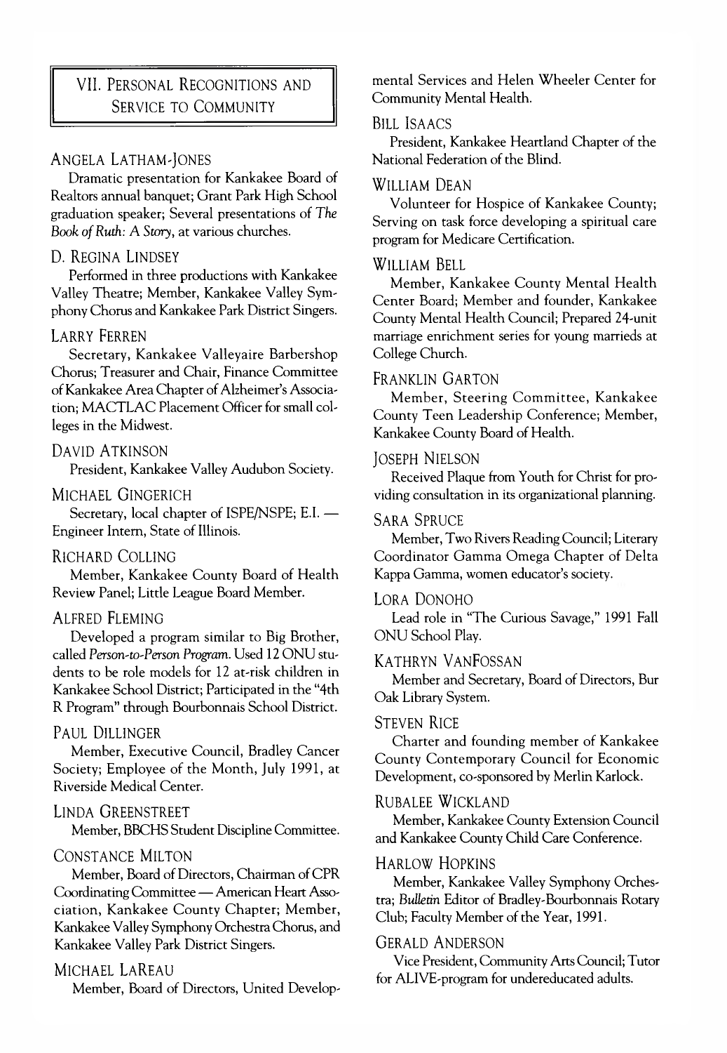## VII. Personal Recognitions and Service to Community

### Angela Latham-Jones

Dramatic presentation for Kankakee Board of Realtors annual banquet; Grant Park High School graduation speaker; Several presentations of *The Book of Ruth: A Story*, at various churches.

### D. Regina Lindsey

Performed in three productions with Kankakee Valley Theatre; Member, Kankakee Valley Symphony Chorus and Kankakee Park District Singers.

### Larry Ferren

Secretary, Kankakee Valleyaire Barbershop Chorus; Treasurer and Chair, Finance Committee of Kankakee Area Chapter of Alzheimer's Association; MACTLAC Placement Officer for small colleges in the Midwest.

### David Atkinson

President, Kankakee Valley Audubon Society.

### Michael Gingerich

Secretary, local chapter of ISPE/NSPE; E.I. — Engineer Intern, State of Illinois.

### Richard Colling

Member, Kankakee County Board of Health Review Panel; Little League Board Member.

### Alfred Fleming

Developed a program similar to Big Brother, called *Person-to-Person Program*. Used 12 ONU students to be role models for 12 at-risk children in Kankakee School District; Participated in the "4th R Program" through Bourbonnais School District.

### Paul Dillinger

Member, Executive Council, Bradley Cancer Society; Employee of the Month, July 1991, at Riverside Medical Center.

### Linda Greenstreet

Member, BBCHS Student Discipline Committee.

### Constance Milton

Member, Board of Directors, Chairman of CPR Coordinating Committee — American Heart Association, Kankakee County Chapter; Member, Kankakee Valley Symphony Orchestra Chorus, and Kankakee Valley Park District Singers.

### Michael LaReau

Member, Board of Directors, United Developmental Services and Helen Wheeler Center for Community Mental Health.

### Bill Isaacs

President, Kankakee Heartland Chapter of the National Federation of the Blind.

### William Dean

Volunteer for Hospice of Kankakee County; Serving on task force developing a spiritual care program for Medicare Certification.

### William Bell

Member, Kankakee County Mental Health Center Board; Member and founder, Kankakee County Mental Health Council; Prepared 24-unit marriage enrichment series for young marrieds at College Church.

### Franklin Garton

Member, Steering Committee, Kankakee County Teen Leadership Conference; Member, Kankakee County Board of Health.

### Joseph Nielson

Received Plaque from Youth for Christ for providing consultation in its organizational planning.

### Sara Spruce

Member, Two Rivers Reading Council; Literary Coordinator Gamma Omega Chapter of Delta Kappa Gamma, women educator's society.

### Lora Donoho

Lead role in "The Curious Savage," 1991 Fall ONU School Play.

### Kathryn VanFossan

Member and Secretary, Board of Directors, Bur Oak Library System.

### Steven Rice

Charter and founding member of Kankakee County Contemporary Council for Economic Development, co-sponsored by Merlin Karlock.

### Rubalee Wickland

Member, Kankakee County Extension Council and Kankakee County Child Care Conference.

### Harlow Hopkins

Member, Kankakee Valley Symphony Orchestra; *Bulletin* Editor of Bradley-Bourbonnais Rotary Club; Faculty Member of the Year, 1991.

### Gerald Anderson

Vice President, Community Arts Council; Tutor for ALIVE-program for undereducated adults.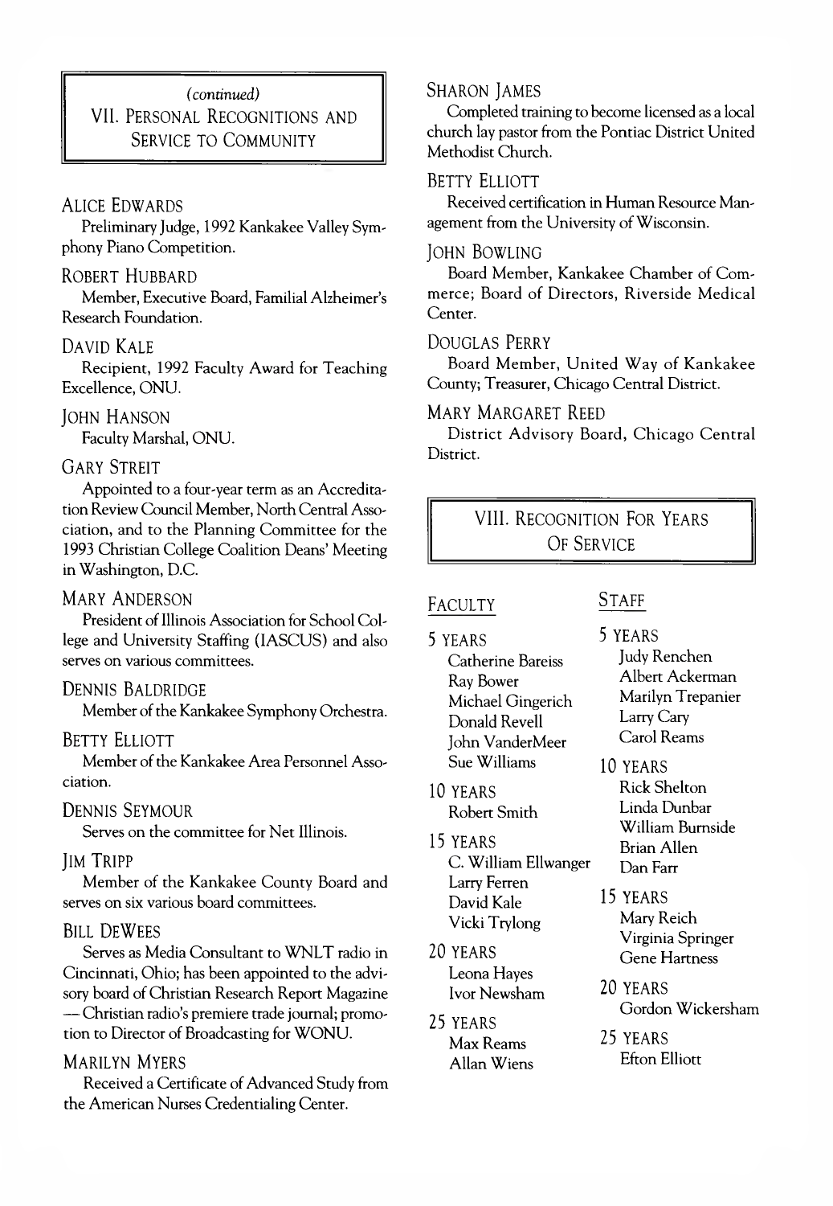## *(continued)* VII. Personal Recognitions and Service to Community

### Alice Edwards

Preliminary Judge, 1992 Kankakee Valley Symphony Piano Competition.

### Robert Hubbard

Member, Executive Board, Familial Alzheimer's Research Foundation.

### David Kale

Recipient, 1992 Faculty Award for Teaching Excellence, ONU.

### John Hanson

Faculty Marshal, ONU.

### Gary Streit

Appointed to a four-year term as an Accreditation Review Council Member, North Central Association, and to the Planning Committee for the 1993 Christian College Coalition Deans' Meeting in Washington, D.C.

### Mary Anderson

President of Illinois Association for School College and University Staffing (IASCUS) and also serves on various committees.

### Dennis Baldridge

Member of the Kankakee Symphony Orchestra.

### Betty Elliott

Member of the Kankakee Area Personnel Association.

### Dennis Seymour

Serves on the committee for Net Illinois.

### Jim Tripp

Member of the Kankakee County Board and serves on six various board committees.

### Bill DeWees

Serves as Media Consultant to WNLT radio in Cincinnati, Ohio; has been appointed to the advisory board of Christian Research Report Magazine — Christian radio's premiere trade journal; promotion to Director of Broadcasting for WONU.

### Marilyn Myers

Received a Certificate of Advanced Study from the American Nurses Credentialing Center.

### Sharon James

Completed training to become licensed as a local church lay pastor from the Pontiac District United Methodist Church.

### Betty Elliott

Received certification in Human Resource Management from the University of Wisconsin.

### John Bowling

Board Member, Kankakee Chamber of Commerce; Board of Directors, Riverside Medical Center.

### Douglas Perry

Board Member, United Way of Kankakee County; Treasurer, Chicago Central District.

### Mary Margaret Reed

District Advisory Board, Chicago Central District.

## VIII. Recognition For Years Of Service

### Faculty

**5 Years**
- Catherine Bareiss
- Ray Bower
- Michael Gingerich
- Donald Revell
- John VanderMeer
- Sue Williams

**10 Years**
- Robert Smith

**15 Years**
- C. William Ellwanger
- Larry Ferren
- David Kale
- Vicki Trylong

**20 Years**
- Leona Hayes
- Ivor Newsham

**25 Years**
- Max Reams
- Allan Wiens

### Staff

**5 Years**
- Judy Renchen
- Albert Ackerman
- Marilyn Trepanier
- Larry Cary
- Carol Reams

**10 Years**
- Rick Shelton
- Linda Dunbar
- William Burnside
- Brian Allen
- Dan Farr

**15 Years**
- Mary Reich
- Virginia Springer
- Gene Hartness

**20 Years**
- Gordon Wickersham

**25 Years**
- Efton Elliott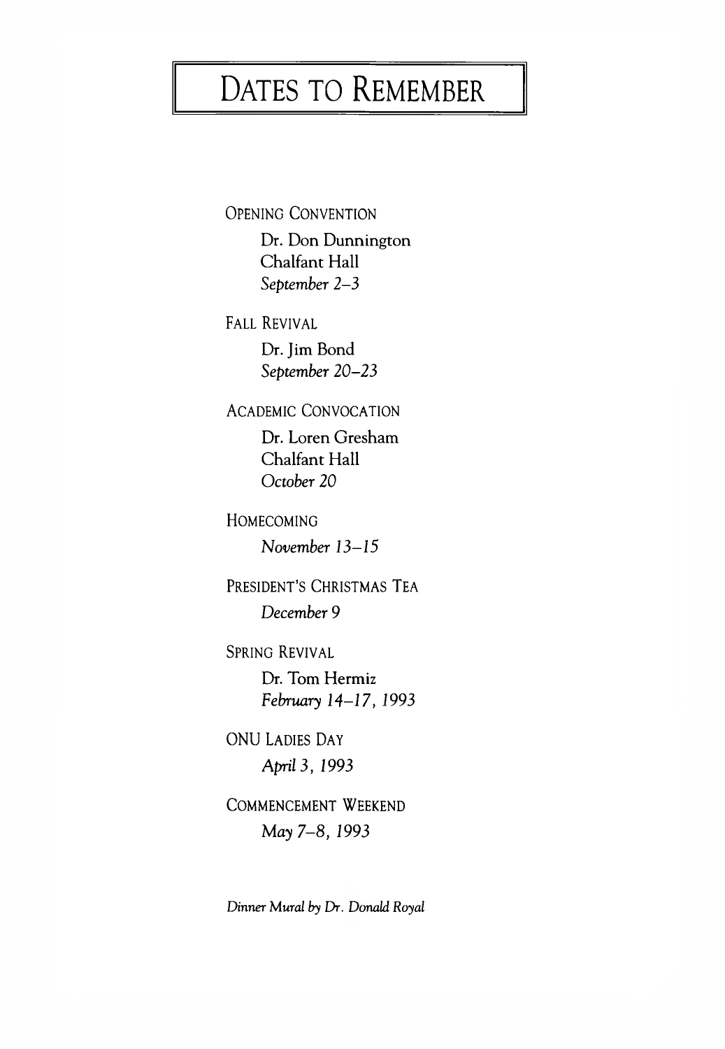# Dates to Remember

Opening Convention

Dr. Don Dunnington
Chalfant Hall
*September 2–3*

Fall Revival

Dr. Jim Bond
*September 20–23*

Academic Convocation

Dr. Loren Gresham
Chalfant Hall
*October 20*

Homecoming

*November 13–15*

President's Christmas Tea

*December 9*

Spring Revival

Dr. Tom Hermiz
*February 14–17, 1993*

ONU Ladies Day

*April 3, 1993*

Commencement Weekend

*May 7–8, 1993*

*Dinner Mural by Dr. Donald Royal*